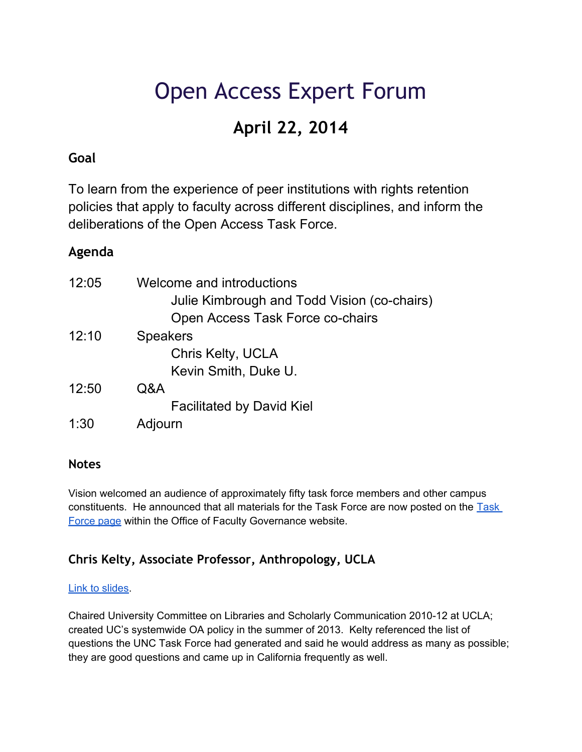# Open Access Expert Forum

## April 22, 2014

### Goal

To learn from the experience of peer institutions with rights retention policies that apply to faculty across different disciplines, and inform the deliberations of the Open Access Task Force.

### Agenda

| | |
|---|---|
| 12:05 | Welcome and introductions<br>Julie Kimbrough and Todd Vision (co-chairs)<br>Open Access Task Force co-chairs |
| 12:10 | Speakers<br>Chris Kelty, UCLA<br>Kevin Smith, Duke U. |
| 12:50 | Q&A<br>Facilitated by David Kiel |
| 1:30 | Adjourn |

### Notes

Vision welcomed an audience of approximately fifty task force members and other campus constituents. He announced that all materials for the Task Force are now posted on the [Task Force page]() within the Office of Faculty Governance website.

### Chris Kelty, Associate Professor, Anthropology, UCLA

[Link to slides]().

Chaired University Committee on Libraries and Scholarly Communication 2010-12 at UCLA; created UC's systemwide OA policy in the summer of 2013. Kelty referenced the list of questions the UNC Task Force had generated and said he would address as many as possible; they are good questions and came up in California frequently as well.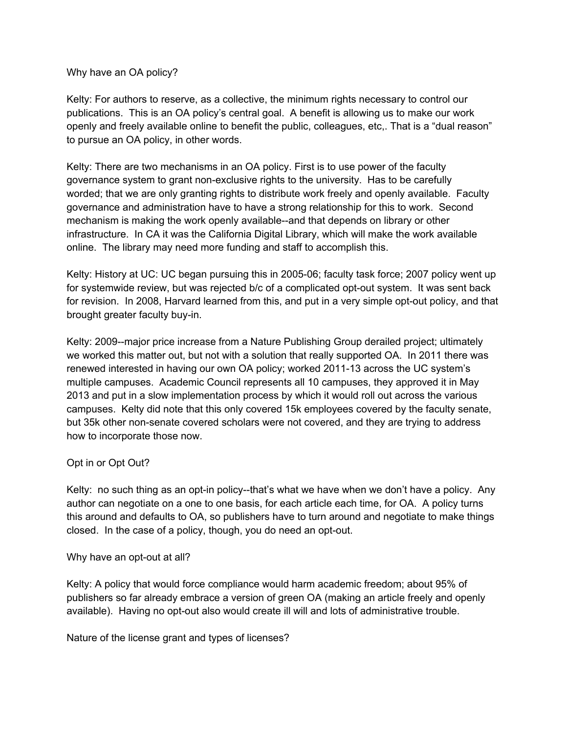Why have an OA policy?

Kelty: For authors to reserve, as a collective, the minimum rights necessary to control our publications. This is an OA policy's central goal. A benefit is allowing us to make our work openly and freely available online to benefit the public, colleagues, etc,. That is a "dual reason" to pursue an OA policy, in other words.

Kelty: There are two mechanisms in an OA policy. First is to use power of the faculty governance system to grant non-exclusive rights to the university. Has to be carefully worded; that we are only granting rights to distribute work freely and openly available. Faculty governance and administration have to have a strong relationship for this to work. Second mechanism is making the work openly available--and that depends on library or other infrastructure. In CA it was the California Digital Library, which will make the work available online. The library may need more funding and staff to accomplish this.

Kelty: History at UC: UC began pursuing this in 2005-06; faculty task force; 2007 policy went up for systemwide review, but was rejected b/c of a complicated opt-out system. It was sent back for revision. In 2008, Harvard learned from this, and put in a very simple opt-out policy, and that brought greater faculty buy-in.

Kelty: 2009--major price increase from a Nature Publishing Group derailed project; ultimately we worked this matter out, but not with a solution that really supported OA. In 2011 there was renewed interested in having our own OA policy; worked 2011-13 across the UC system's multiple campuses. Academic Council represents all 10 campuses, they approved it in May 2013 and put in a slow implementation process by which it would roll out across the various campuses. Kelty did note that this only covered 15k employees covered by the faculty senate, but 35k other non-senate covered scholars were not covered, and they are trying to address how to incorporate those now.

Opt in or Opt Out?

Kelty: no such thing as an opt-in policy--that's what we have when we don't have a policy. Any author can negotiate on a one to one basis, for each article each time, for OA. A policy turns this around and defaults to OA, so publishers have to turn around and negotiate to make things closed. In the case of a policy, though, you do need an opt-out.

Why have an opt-out at all?

Kelty: A policy that would force compliance would harm academic freedom; about 95% of publishers so far already embrace a version of green OA (making an article freely and openly available). Having no opt-out also would create ill will and lots of administrative trouble.

Nature of the license grant and types of licenses?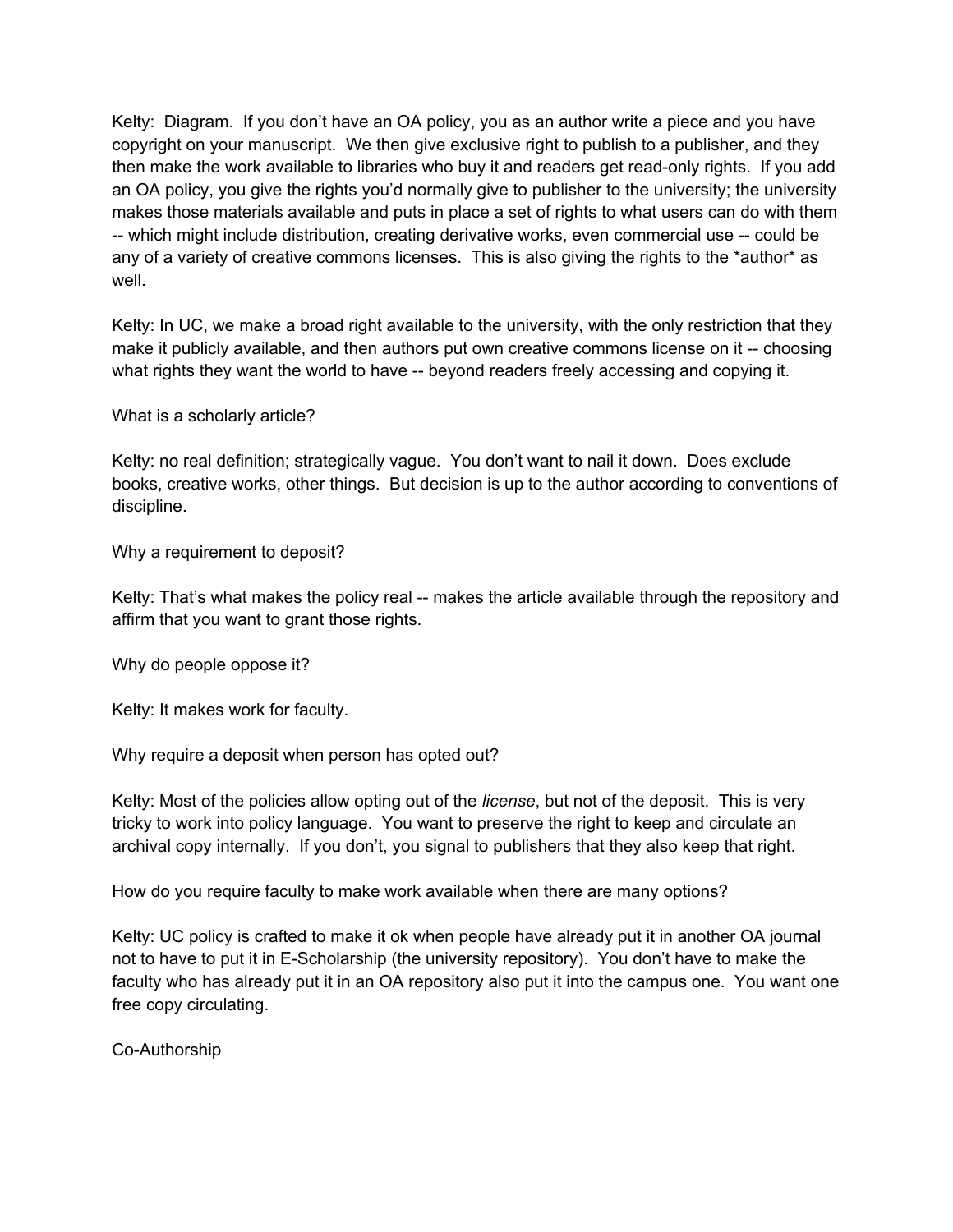Kelty: Diagram. If you don't have an OA policy, you as an author write a piece and you have copyright on your manuscript. We then give exclusive right to publish to a publisher, and they then make the work available to libraries who buy it and readers get read-only rights. If you add an OA policy, you give the rights you'd normally give to publisher to the university; the university makes those materials available and puts in place a set of rights to what users can do with them -- which might include distribution, creating derivative works, even commercial use -- could be any of a variety of creative commons licenses. This is also giving the rights to the *author* as well.

Kelty: In UC, we make a broad right available to the university, with the only restriction that they make it publicly available, and then authors put own creative commons license on it -- choosing what rights they want the world to have -- beyond readers freely accessing and copying it.

What is a scholarly article?

Kelty: no real definition; strategically vague. You don't want to nail it down. Does exclude books, creative works, other things. But decision is up to the author according to conventions of discipline.

Why a requirement to deposit?

Kelty: That's what makes the policy real -- makes the article available through the repository and affirm that you want to grant those rights.

Why do people oppose it?

Kelty: It makes work for faculty.

Why require a deposit when person has opted out?

Kelty: Most of the policies allow opting out of the *license*, but not of the deposit. This is very tricky to work into policy language. You want to preserve the right to keep and circulate an archival copy internally. If you don't, you signal to publishers that they also keep that right.

How do you require faculty to make work available when there are many options?

Kelty: UC policy is crafted to make it ok when people have already put it in another OA journal not to have to put it in E-Scholarship (the university repository). You don't have to make the faculty who has already put it in an OA repository also put it into the campus one. You want one free copy circulating.

Co-Authorship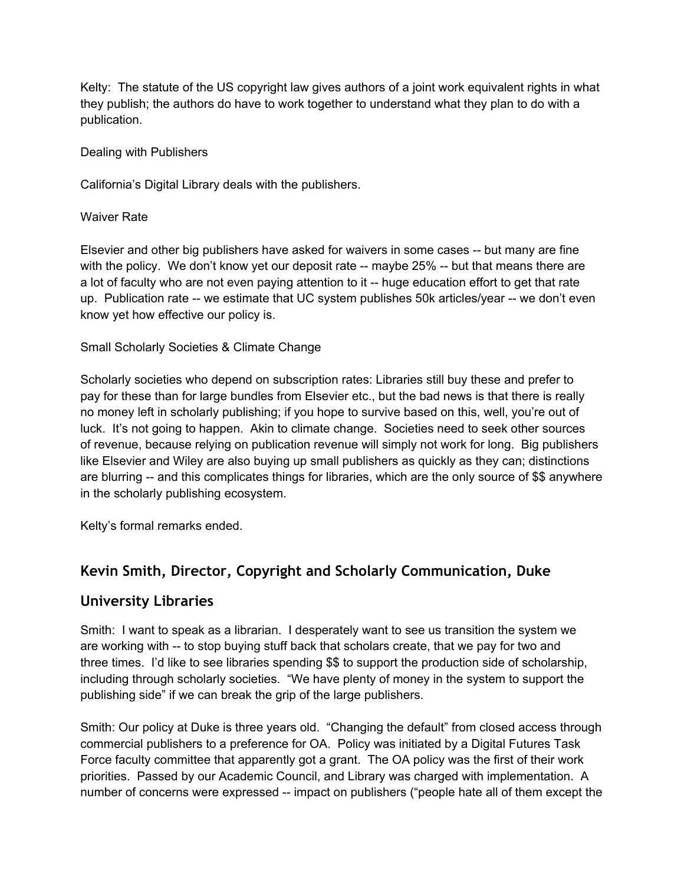Kelty: The statute of the US copyright law gives authors of a joint work equivalent rights in what they publish; the authors do have to work together to understand what they plan to do with a publication.

Dealing with Publishers

California's Digital Library deals with the publishers.

Waiver Rate

Elsevier and other big publishers have asked for waivers in some cases -- but many are fine with the policy. We don't know yet our deposit rate -- maybe 25% -- but that means there are a lot of faculty who are not even paying attention to it -- huge education effort to get that rate up. Publication rate -- we estimate that UC system publishes 50k articles/year -- we don't even know yet how effective our policy is.

Small Scholarly Societies & Climate Change

Scholarly societies who depend on subscription rates: Libraries still buy these and prefer to pay for these than for large bundles from Elsevier etc., but the bad news is that there is really no money left in scholarly publishing; if you hope to survive based on this, well, you're out of luck. It's not going to happen. Akin to climate change. Societies need to seek other sources of revenue, because relying on publication revenue will simply not work for long. Big publishers like Elsevier and Wiley are also buying up small publishers as quickly as they can; distinctions are blurring -- and this complicates things for libraries, which are the only source of $$ anywhere in the scholarly publishing ecosystem.

Kelty's formal remarks ended.

## Kevin Smith, Director, Copyright and Scholarly Communication, Duke University Libraries

Smith: I want to speak as a librarian. I desperately want to see us transition the system we are working with -- to stop buying stuff back that scholars create, that we pay for two and three times. I'd like to see libraries spending $$ to support the production side of scholarship, including through scholarly societies. "We have plenty of money in the system to support the publishing side" if we can break the grip of the large publishers.

Smith: Our policy at Duke is three years old. "Changing the default" from closed access through commercial publishers to a preference for OA. Policy was initiated by a Digital Futures Task Force faculty committee that apparently got a grant. The OA policy was the first of their work priorities. Passed by our Academic Council, and Library was charged with implementation. A number of concerns were expressed -- impact on publishers ("people hate all of them except the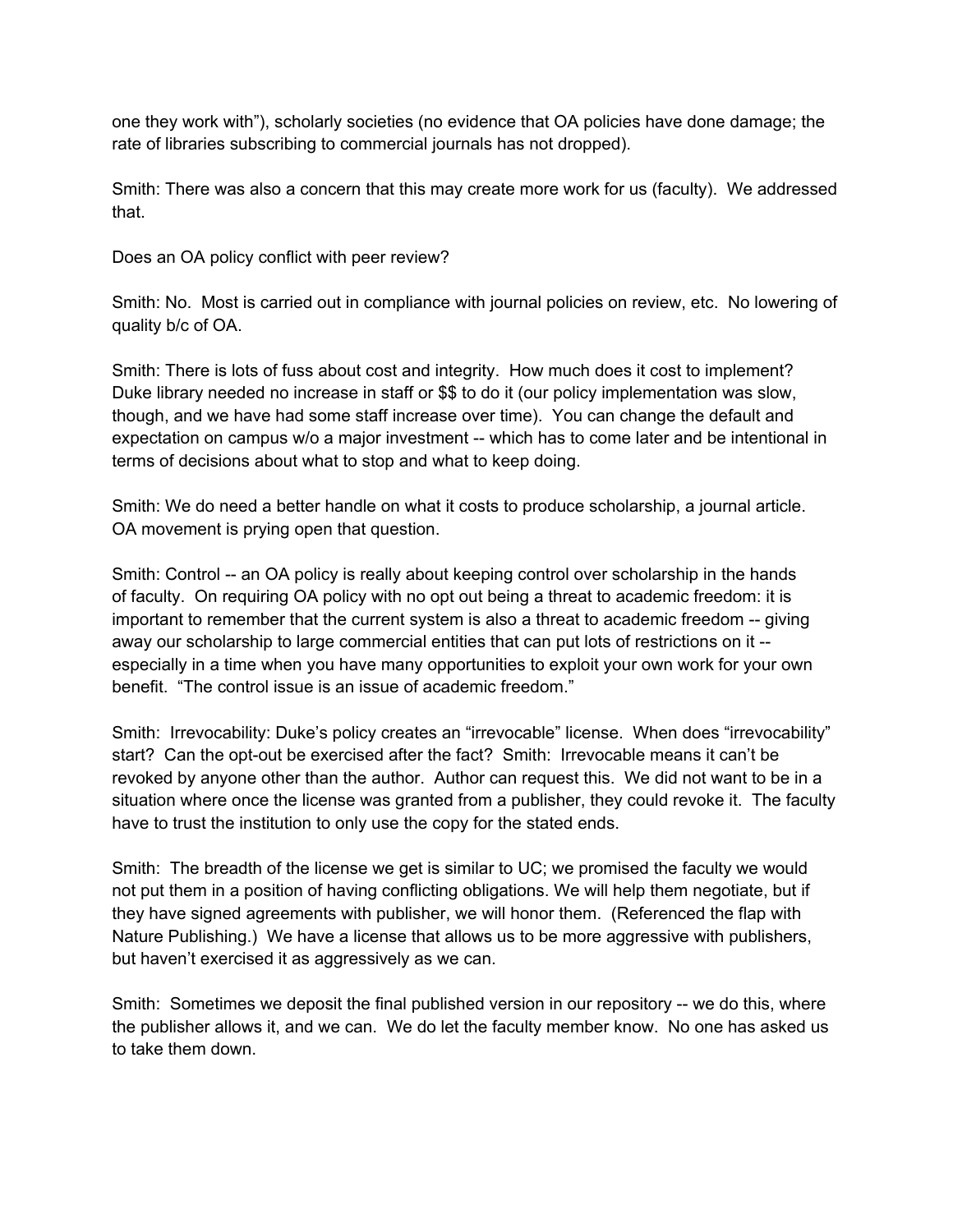one they work with"), scholarly societies (no evidence that OA policies have done damage; the rate of libraries subscribing to commercial journals has not dropped).

Smith: There was also a concern that this may create more work for us (faculty). We addressed that.

Does an OA policy conflict with peer review?

Smith: No. Most is carried out in compliance with journal policies on review, etc. No lowering of quality b/c of OA.

Smith: There is lots of fuss about cost and integrity. How much does it cost to implement? Duke library needed no increase in staff or $$ to do it (our policy implementation was slow, though, and we have had some staff increase over time). You can change the default and expectation on campus w/o a major investment -- which has to come later and be intentional in terms of decisions about what to stop and what to keep doing.

Smith: We do need a better handle on what it costs to produce scholarship, a journal article. OA movement is prying open that question.

Smith: Control -- an OA policy is really about keeping control over scholarship in the hands of faculty. On requiring OA policy with no opt out being a threat to academic freedom: it is important to remember that the current system is also a threat to academic freedom -- giving away our scholarship to large commercial entities that can put lots of restrictions on it -- especially in a time when you have many opportunities to exploit your own work for your own benefit. "The control issue is an issue of academic freedom."

Smith: Irrevocability: Duke's policy creates an "irrevocable" license. When does "irrevocability" start? Can the opt-out be exercised after the fact? Smith: Irrevocable means it can't be revoked by anyone other than the author. Author can request this. We did not want to be in a situation where once the license was granted from a publisher, they could revoke it. The faculty have to trust the institution to only use the copy for the stated ends.

Smith: The breadth of the license we get is similar to UC; we promised the faculty we would not put them in a position of having conflicting obligations. We will help them negotiate, but if they have signed agreements with publisher, we will honor them. (Referenced the flap with Nature Publishing.) We have a license that allows us to be more aggressive with publishers, but haven't exercised it as aggressively as we can.

Smith: Sometimes we deposit the final published version in our repository -- we do this, where the publisher allows it, and we can. We do let the faculty member know. No one has asked us to take them down.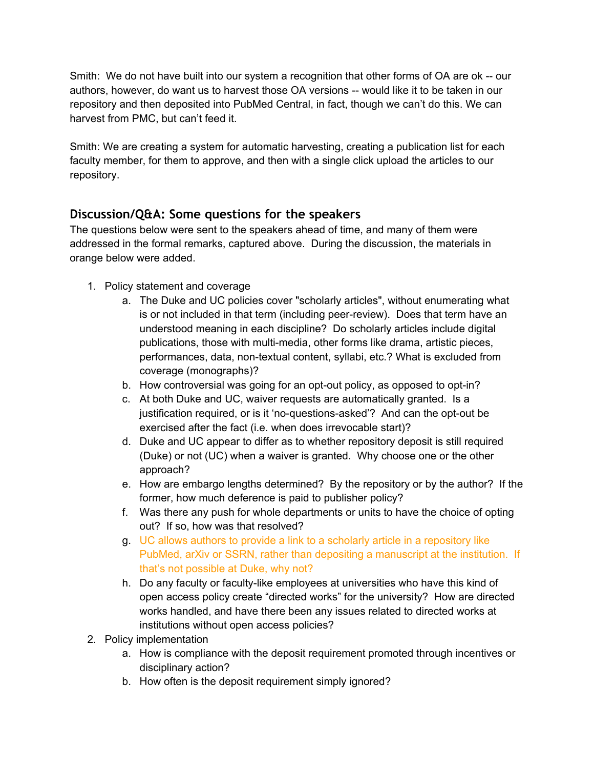Smith: We do not have built into our system a recognition that other forms of OA are ok -- our authors, however, do want us to harvest those OA versions -- would like it to be taken in our repository and then deposited into PubMed Central, in fact, though we can't do this. We can harvest from PMC, but can't feed it.

Smith: We are creating a system for automatic harvesting, creating a publication list for each faculty member, for them to approve, and then with a single click upload the articles to our repository.

## Discussion/Q&A: Some questions for the speakers

The questions below were sent to the speakers ahead of time, and many of them were addressed in the formal remarks, captured above. During the discussion, the materials in orange below were added.

1. Policy statement and coverage
   a. The Duke and UC policies cover "scholarly articles", without enumerating what is or not included in that term (including peer-review). Does that term have an understood meaning in each discipline? Do scholarly articles include digital publications, those with multi-media, other forms like drama, artistic pieces, performances, data, non-textual content, syllabi, etc.? What is excluded from coverage (monographs)?
   b. How controversial was going for an opt-out policy, as opposed to opt-in?
   c. At both Duke and UC, waiver requests are automatically granted. Is a justification required, or is it 'no-questions-asked'? And can the opt-out be exercised after the fact (i.e. when does irrevocable start)?
   d. Duke and UC appear to differ as to whether repository deposit is still required (Duke) or not (UC) when a waiver is granted. Why choose one or the other approach?
   e. How are embargo lengths determined? By the repository or by the author? If the former, how much deference is paid to publisher policy?
   f. Was there any push for whole departments or units to have the choice of opting out? If so, how was that resolved?
   g. UC allows authors to provide a link to a scholarly article in a repository like PubMed, arXiv or SSRN, rather than depositing a manuscript at the institution. If that's not possible at Duke, why not?
   h. Do any faculty or faculty-like employees at universities who have this kind of open access policy create "directed works" for the university? How are directed works handled, and have there been any issues related to directed works at institutions without open access policies?
2. Policy implementation
   a. How is compliance with the deposit requirement promoted through incentives or disciplinary action?
   b. How often is the deposit requirement simply ignored?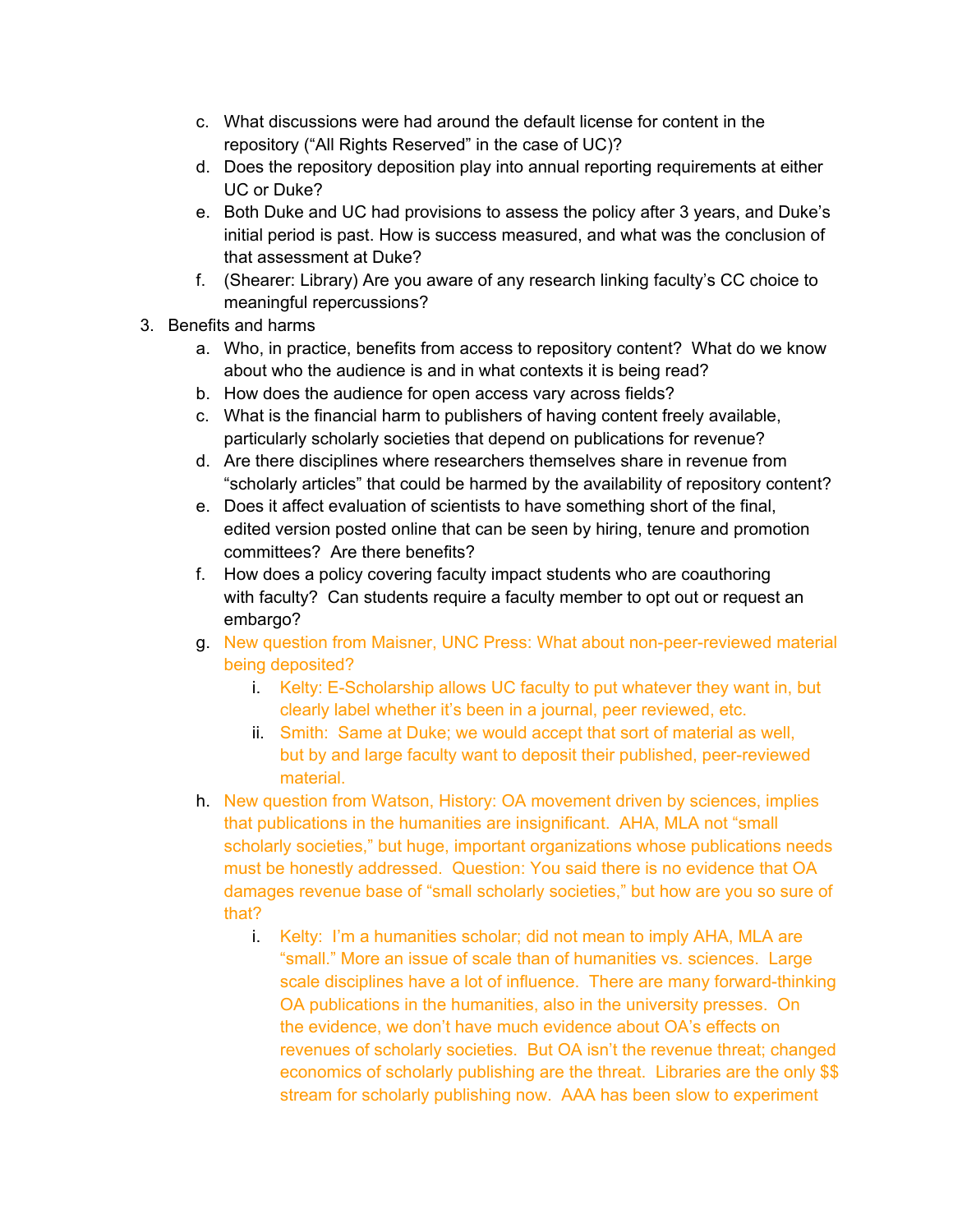c. What discussions were had around the default license for content in the repository ("All Rights Reserved" in the case of UC)?
   d. Does the repository deposition play into annual reporting requirements at either UC or Duke?
   e. Both Duke and UC had provisions to assess the policy after 3 years, and Duke's initial period is past. How is success measured, and what was the conclusion of that assessment at Duke?
   f. (Shearer: Library) Are you aware of any research linking faculty's CC choice to meaningful repercussions?

3. Benefits and harms
   a. Who, in practice, benefits from access to repository content? What do we know about who the audience is and in what contexts it is being read?
   b. How does the audience for open access vary across fields?
   c. What is the financial harm to publishers of having content freely available, particularly scholarly societies that depend on publications for revenue?
   d. Are there disciplines where researchers themselves share in revenue from "scholarly articles" that could be harmed by the availability of repository content?
   e. Does it affect evaluation of scientists to have something short of the final, edited version posted online that can be seen by hiring, tenure and promotion committees? Are there benefits?
   f. How does a policy covering faculty impact students who are coauthoring with faculty? Can students require a faculty member to opt out or request an embargo?
   g. New question from Maisner, UNC Press: What about non-peer-reviewed material being deposited?
      i. Kelty: E-Scholarship allows UC faculty to put whatever they want in, but clearly label whether it's been in a journal, peer reviewed, etc.
      ii. Smith: Same at Duke; we would accept that sort of material as well, but by and large faculty want to deposit their published, peer-reviewed material.
   h. New question from Watson, History: OA movement driven by sciences, implies that publications in the humanities are insignificant. AHA, MLA not "small scholarly societies," but huge, important organizations whose publications needs must be honestly addressed. Question: You said there is no evidence that OA damages revenue base of "small scholarly societies," but how are you so sure of that?
      i. Kelty: I'm a humanities scholar; did not mean to imply AHA, MLA are "small." More an issue of scale than of humanities vs. sciences. Large scale disciplines have a lot of influence. There are many forward-thinking OA publications in the humanities, also in the university presses. On the evidence, we don't have much evidence about OA's effects on revenues of scholarly societies. But OA isn't the revenue threat; changed economics of scholarly publishing are the threat. Libraries are the only $$ stream for scholarly publishing now. AAA has been slow to experiment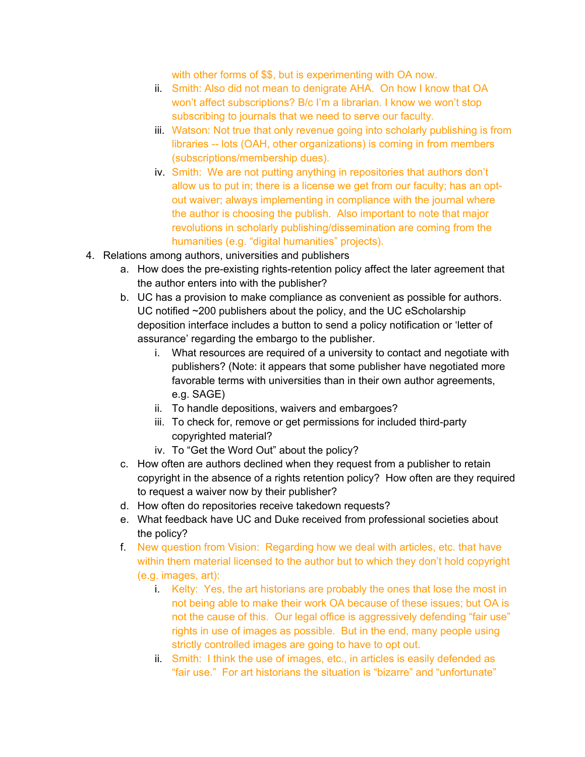with other forms of $$, but is experimenting with OA now.

   ii. Smith: Also did not mean to denigrate AHA. On how I know that OA won't affect subscriptions? B/c I'm a librarian. I know we won't stop subscribing to journals that we need to serve our faculty.
   iii. Watson: Not true that only revenue going into scholarly publishing is from libraries -- lots (OAH, other organizations) is coming in from members (subscriptions/membership dues).
   iv. Smith: We are not putting anything in repositories that authors don't allow us to put in; there is a license we get from our faculty; has an opt-out waiver; always implementing in compliance with the journal where the author is choosing the publish. Also important to note that major revolutions in scholarly publishing/dissemination are coming from the humanities (e.g. "digital humanities" projects).

4. Relations among authors, universities and publishers
   a. How does the pre-existing rights-retention policy affect the later agreement that the author enters into with the publisher?
   b. UC has a provision to make compliance as convenient as possible for authors. UC notified ~200 publishers about the policy, and the UC eScholarship deposition interface includes a button to send a policy notification or 'letter of assurance' regarding the embargo to the publisher.
      i. What resources are required of a university to contact and negotiate with publishers? (Note: it appears that some publisher have negotiated more favorable terms with universities than in their own author agreements, e.g. SAGE)
      ii. To handle depositions, waivers and embargoes?
      iii. To check for, remove or get permissions for included third-party copyrighted material?
      iv. To "Get the Word Out" about the policy?
   c. How often are authors declined when they request from a publisher to retain copyright in the absence of a rights retention policy? How often are they required to request a waiver now by their publisher?
   d. How often do repositories receive takedown requests?
   e. What feedback have UC and Duke received from professional societies about the policy?
   f. New question from Vision: Regarding how we deal with articles, etc. that have within them material licensed to the author but to which they don't hold copyright (e.g. images, art):
      i. Kelty: Yes, the art historians are probably the ones that lose the most in not being able to make their work OA because of these issues; but OA is not the cause of this. Our legal office is aggressively defending "fair use" rights in use of images as possible. But in the end, many people using strictly controlled images are going to have to opt out.
      ii. Smith: I think the use of images, etc., in articles is easily defended as "fair use." For art historians the situation is "bizarre" and "unfortunate"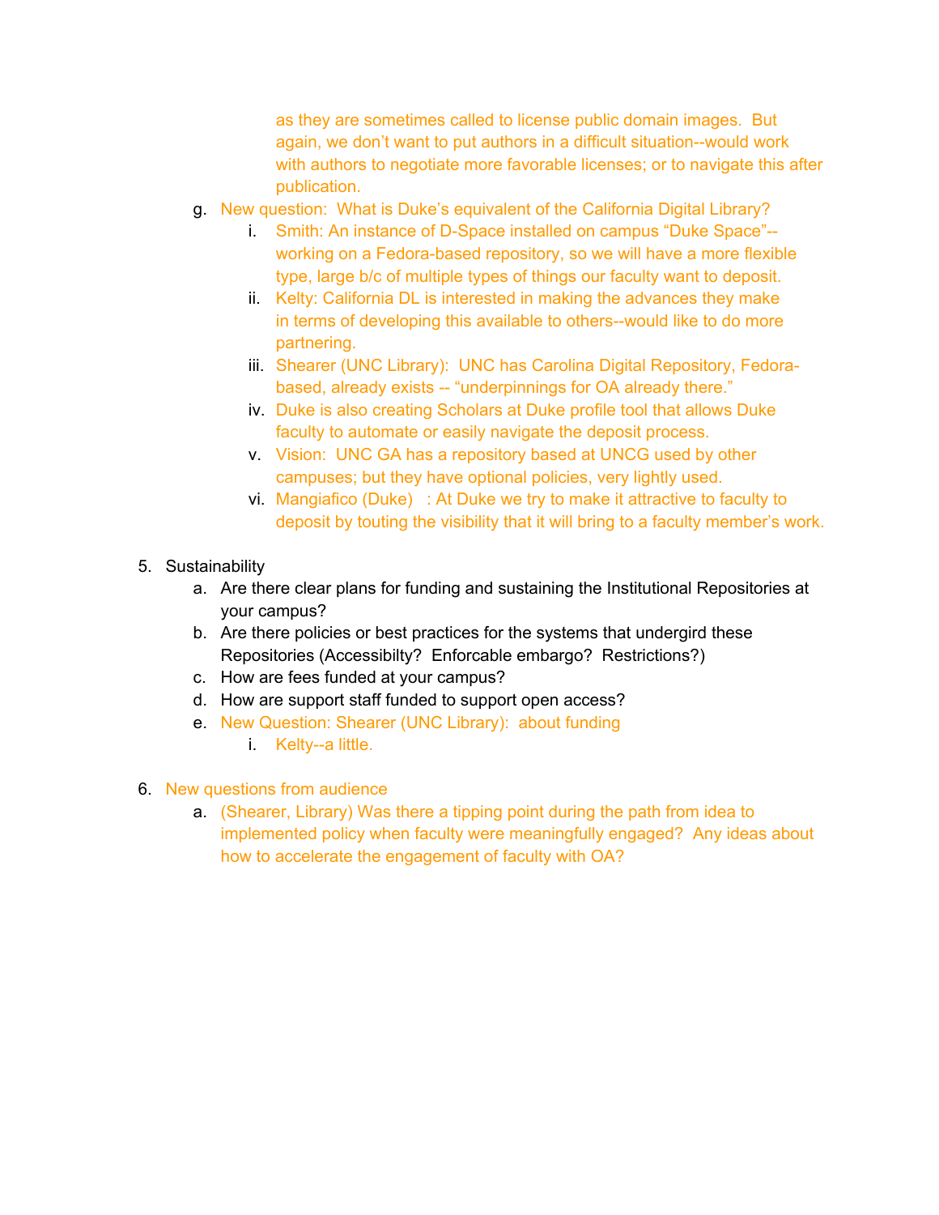as they are sometimes called to license public domain images. But again, we don't want to put authors in a difficult situation--would work with authors to negotiate more favorable licenses; or to navigate this after publication.

   g. New question: What is Duke's equivalent of the California Digital Library?
      i. Smith: An instance of D-Space installed on campus "Duke Space"--working on a Fedora-based repository, so we will have a more flexible type, large b/c of multiple types of things our faculty want to deposit.
      ii. Kelty: California DL is interested in making the advances they make in terms of developing this available to others--would like to do more partnering.
      iii. Shearer (UNC Library): UNC has Carolina Digital Repository, Fedora-based, already exists -- "underpinnings for OA already there."
      iv. Duke is also creating Scholars at Duke profile tool that allows Duke faculty to automate or easily navigate the deposit process.
      v. Vision: UNC GA has a repository based at UNCG used by other campuses; but they have optional policies, very lightly used.
      vi. Mangiafico (Duke) : At Duke we try to make it attractive to faculty to deposit by touting the visibility that it will bring to a faculty member's work.

5. Sustainability
   a. Are there clear plans for funding and sustaining the Institutional Repositories at your campus?
   b. Are there policies or best practices for the systems that undergird these Repositories (Accessibilty? Enforcable embargo? Restrictions?)
   c. How are fees funded at your campus?
   d. How are support staff funded to support open access?
   e. New Question: Shearer (UNC Library): about funding
      i. Kelty--a little.

6. New questions from audience
   a. (Shearer, Library) Was there a tipping point during the path from idea to implemented policy when faculty were meaningfully engaged? Any ideas about how to accelerate the engagement of faculty with OA?